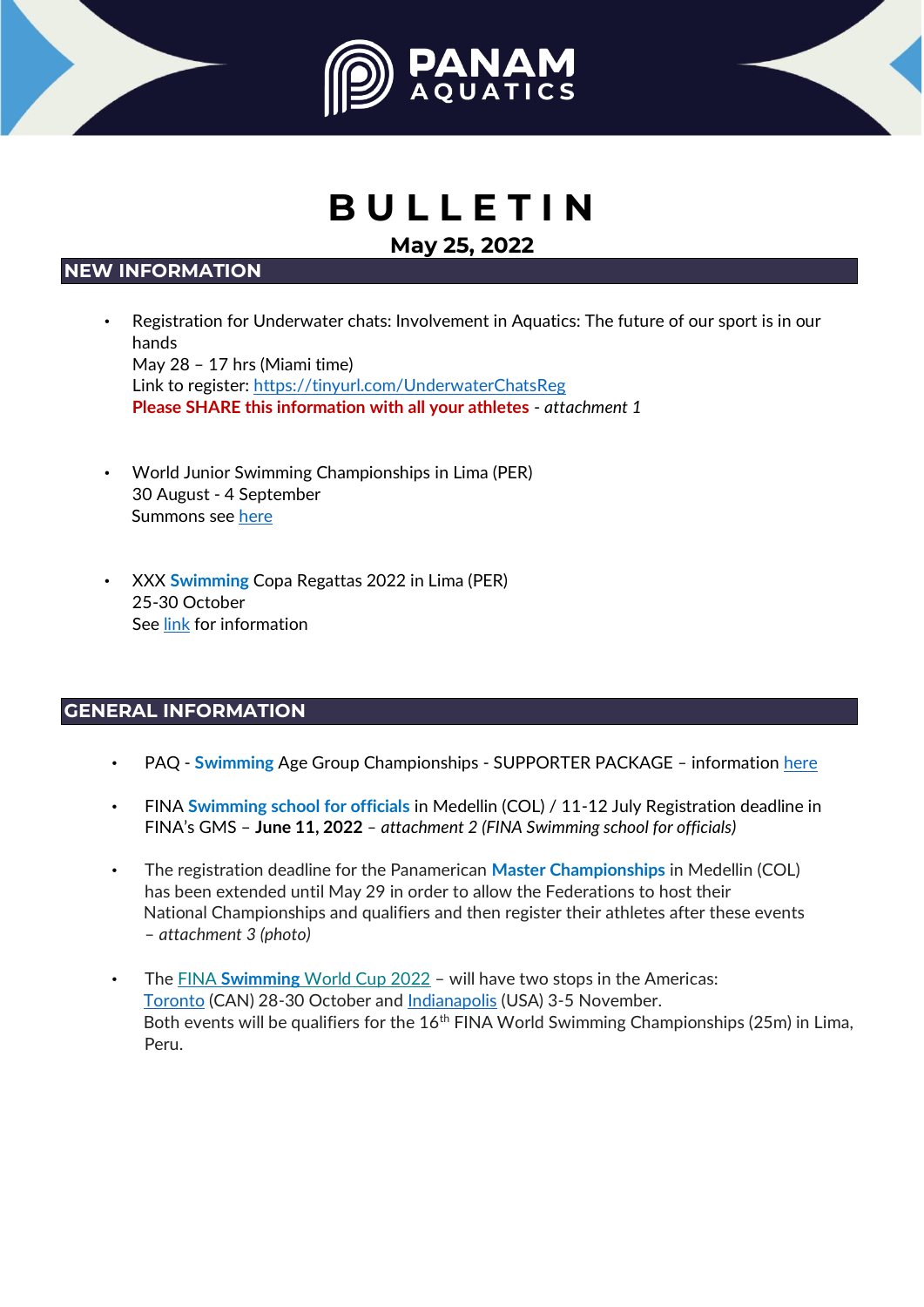# BULLETIN

**May 25, 2022**

## NEW INFORMATION

- Registration for Underwater chats: Involvement in Aquatics: The future of our sport is in our hands
  May 28 – 17 hrs (Miami time)
  Link to register: https://tinyurl.com/UnderwaterChatsReg
  **Please SHARE this information with all your athletes** - *attachment 1*

- World Junior Swimming Championships in Lima (PER)
  30 August - 4 September
  Summons see here

- XXX **Swimming** Copa Regattas 2022 in Lima (PER)
  25-30 October
  See link for information

## GENERAL INFORMATION

- PAQ - **Swimming** Age Group Championships - SUPPORTER PACKAGE – information here

- FINA **Swimming school for officials** in Medellin (COL) / 11-12 July Registration deadline in FINA's GMS – **June 11, 2022** – *attachment 2 (FINA Swimming school for officials)*

- The registration deadline for the Panamerican **Master Championships** in Medellin (COL) has been extended until May 29 in order to allow the Federations to host their National Championships and qualifiers and then register their athletes after these events – *attachment 3 (photo)*

- The FINA **Swimming** World Cup 2022 – will have two stops in the Americas:
  Toronto (CAN) 28-30 October and Indianapolis (USA) 3-5 November.
  Both events will be qualifiers for the 16th FINA World Swimming Championships (25m) in Lima, Peru.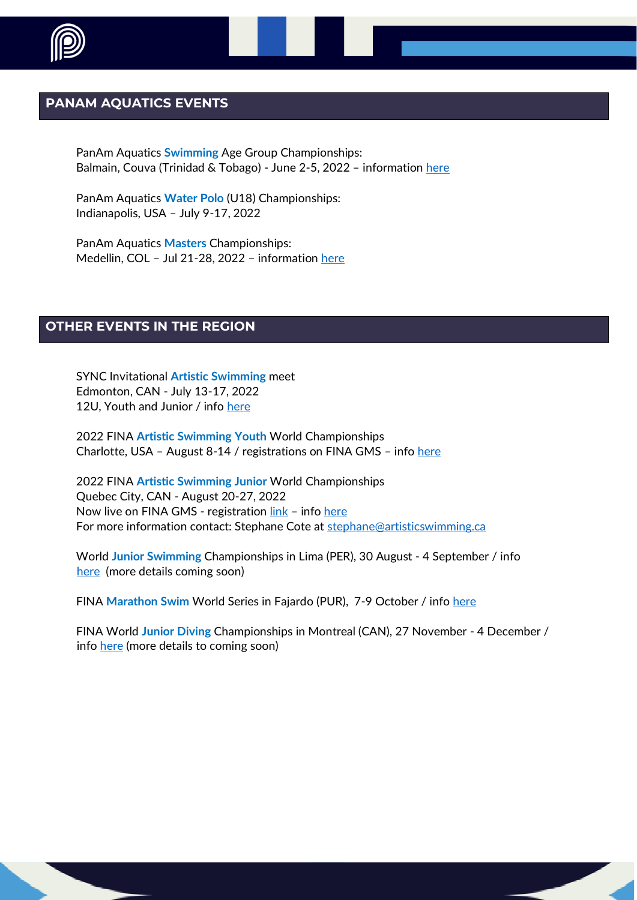## PANAM AQUATICS EVENTS

PanAm Aquatics **Swimming** Age Group Championships:
Balmain, Couva (Trinidad & Tobago) - June 2-5, 2022 – information here

PanAm Aquatics **Water Polo** (U18) Championships:
Indianapolis, USA – July 9-17, 2022

PanAm Aquatics **Masters** Championships:
Medellin, COL – Jul 21-28, 2022 – information here

## OTHER EVENTS IN THE REGION

SYNC Invitational **Artistic Swimming** meet
Edmonton, CAN - July 13-17, 2022
12U, Youth and Junior / info here

2022 FINA **Artistic Swimming Youth** World Championships
Charlotte, USA – August 8-14 / registrations on FINA GMS – info here

2022 FINA **Artistic Swimming Junior** World Championships
Quebec City, CAN - August 20-27, 2022
Now live on FINA GMS - registration link – info here
For more information contact: Stephane Cote at stephane@artisticswimming.ca

World **Junior Swimming** Championships in Lima (PER), 30 August - 4 September / info here (more details coming soon)

FINA **Marathon Swim** World Series in Fajardo (PUR), 7-9 October / info here

FINA World **Junior Diving** Championships in Montreal (CAN), 27 November - 4 December / info here (more details to coming soon)